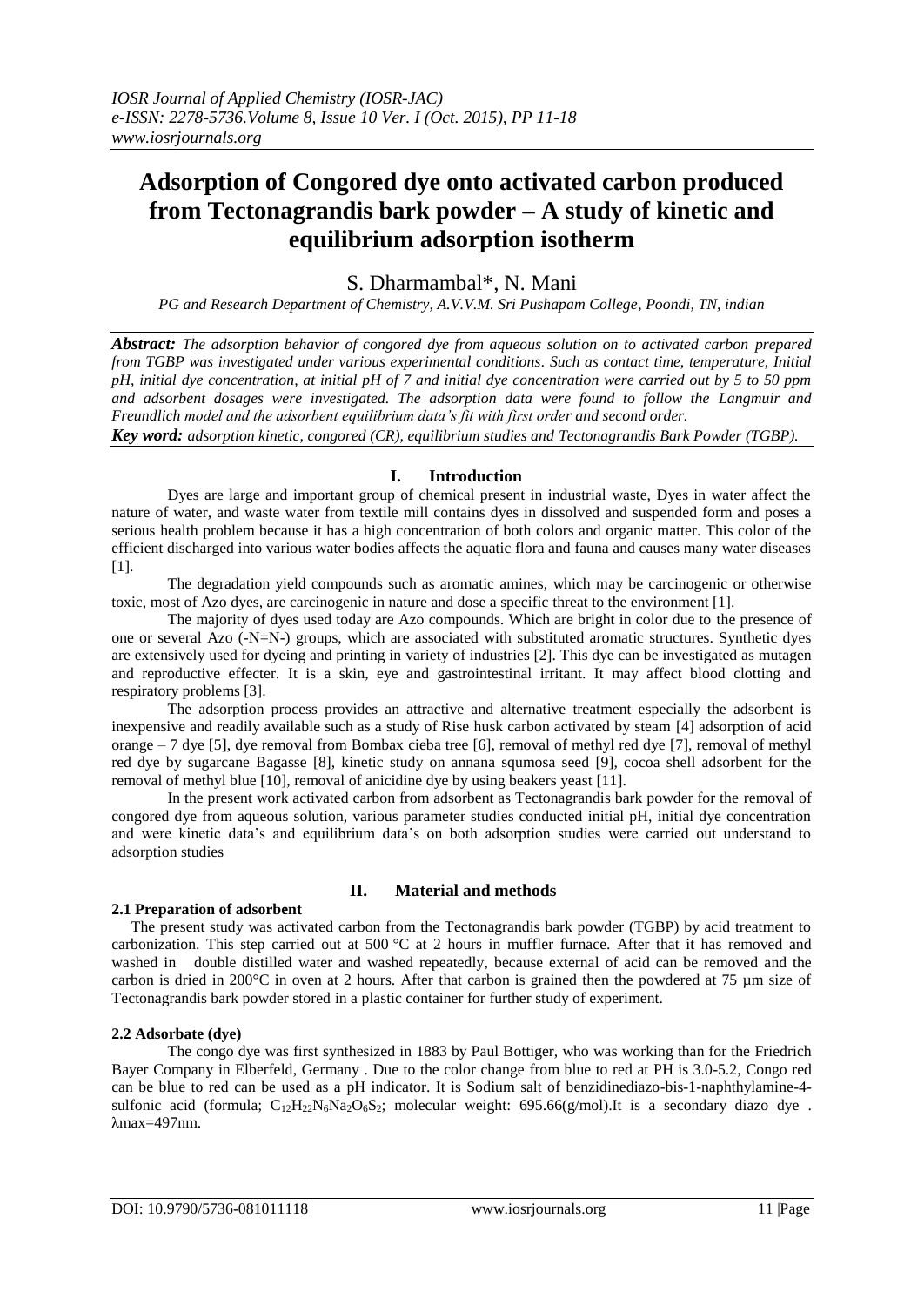# Adsorption of Congored dye onto activated carbon produced from Tectonagrandis bark powder – A study of kinetic and equilibrium adsorption isotherm

S. Dharmambal*, N. Mani

*PG and Research Department of Chemistry, A.V.V.M. Sri Pushapam College, Poondi, TN, indian*

***Abstract:*** *The adsorption behavior of congored dye from aqueous solution on to activated carbon prepared from TGBP was investigated under various experimental conditions. Such as contact time, temperature, Initial pH, initial dye concentration, at initial pH of 7 and initial dye concentration were carried out by 5 to 50 ppm and adsorbent dosages were investigated. The adsorption data were found to follow the Langmuir and Freundlich model and the adsorbent equilibrium data's fit with first order and second order.*

***Key word:*** *adsorption kinetic, congored (CR), equilibrium studies and Tectonagrandis Bark Powder (TGBP).*

## I. Introduction

Dyes are large and important group of chemical present in industrial waste, Dyes in water affect the nature of water, and waste water from textile mill contains dyes in dissolved and suspended form and poses a serious health problem because it has a high concentration of both colors and organic matter. This color of the efficient discharged into various water bodies affects the aquatic flora and fauna and causes many water diseases [1].

The degradation yield compounds such as aromatic amines, which may be carcinogenic or otherwise toxic, most of Azo dyes, are carcinogenic in nature and dose a specific threat to the environment [1].

The majority of dyes used today are Azo compounds. Which are bright in color due to the presence of one or several Azo (-N=N-) groups, which are associated with substituted aromatic structures. Synthetic dyes are extensively used for dyeing and printing in variety of industries [2]. This dye can be investigated as mutagen and reproductive effecter. It is a skin, eye and gastrointestinal irritant. It may affect blood clotting and respiratory problems [3].

The adsorption process provides an attractive and alternative treatment especially the adsorbent is inexpensive and readily available such as a study of Rise husk carbon activated by steam [4] adsorption of acid orange – 7 dye [5], dye removal from Bombax cieba tree [6], removal of methyl red dye [7], removal of methyl red dye by sugarcane Bagasse [8], kinetic study on annana squmosa seed [9], cocoa shell adsorbent for the removal of methyl blue [10], removal of anicidine dye by using beakers yeast [11].

In the present work activated carbon from adsorbent as Tectonagrandis bark powder for the removal of congored dye from aqueous solution, various parameter studies conducted initial pH, initial dye concentration and were kinetic data's and equilibrium data's on both adsorption studies were carried out understand to adsorption studies

## II. Material and methods

### 2.1 Preparation of adsorbent

The present study was activated carbon from the Tectonagrandis bark powder (TGBP) by acid treatment to carbonization. This step carried out at 500 °C at 2 hours in muffler furnace. After that it has removed and washed in double distilled water and washed repeatedly, because external of acid can be removed and the carbon is dried in 200°C in oven at 2 hours. After that carbon is grained then the powdered at 75 µm size of Tectonagrandis bark powder stored in a plastic container for further study of experiment.

### 2.2 Adsorbate (dye)

The congo dye was first synthesized in 1883 by Paul Bottiger, who was working than for the Friedrich Bayer Company in Elberfeld, Germany . Due to the color change from blue to red at PH is 3.0-5.2, Congo red can be blue to red can be used as a pH indicator. It is Sodium salt of benzidinediazo-bis-1-naphthylamine-4-sulfonic acid (formula; $C_{12}H_{22}N_6Na_2O_6S_2$; molecular weight: 695.66(g/mol).It is a secondary diazo dye . λmax=497nm.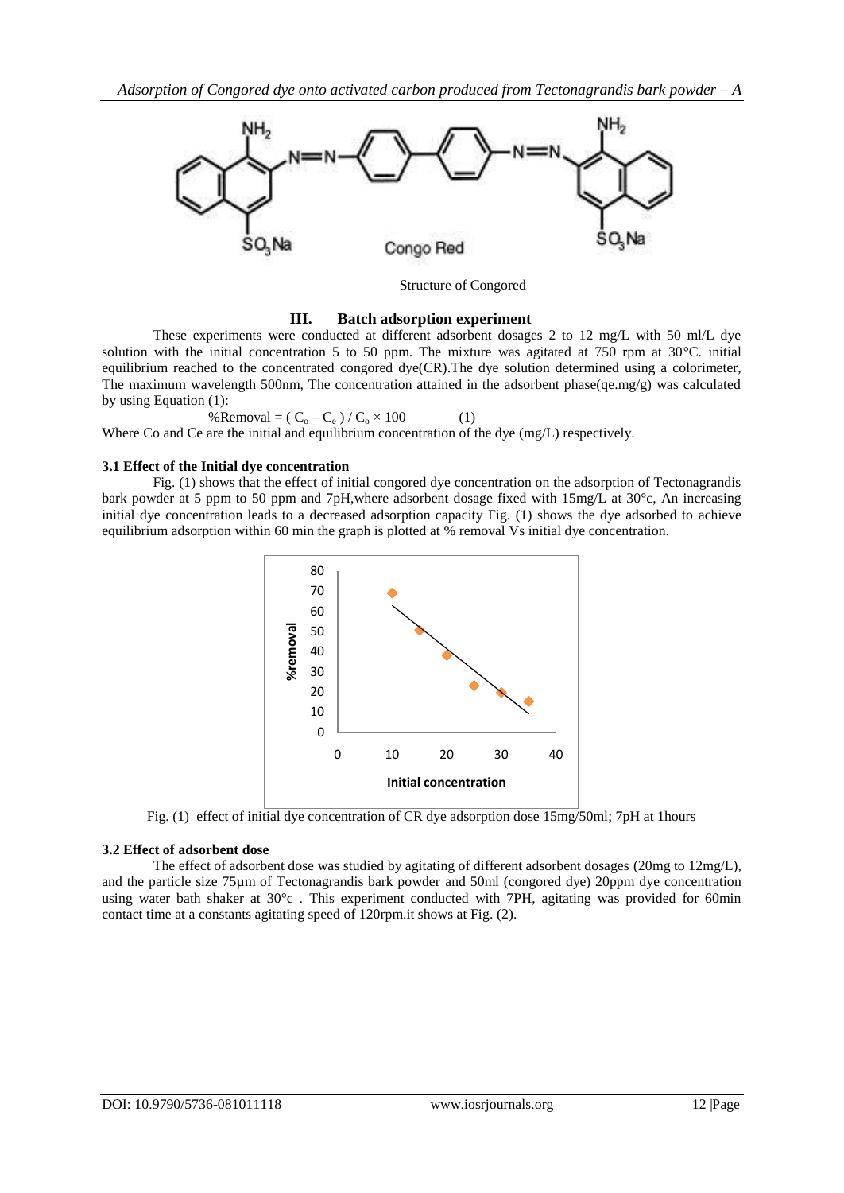Structure of Congored

## III. Batch adsorption experiment

These experiments were conducted at different adsorbent dosages 2 to 12 mg/L with 50 ml/L dye solution with the initial concentration 5 to 50 ppm. The mixture was agitated at 750 rpm at 30°C. initial equilibrium reached to the concentrated congored dye(CR).The dye solution determined using a colorimeter, The maximum wavelength 500nm, The concentration attained in the adsorbent phase(qe.mg/g) was calculated by using Equation (1):

$$\%Removal = ( C_o – C_e ) / C_o \times 100 \qquad (1)$$

Where Co and Ce are the initial and equilibrium concentration of the dye (mg/L) respectively.

### 3.1 Effect of the Initial dye concentration

Fig. (1) shows that the effect of initial congored dye concentration on the adsorption of Tectonagrandis bark powder at 5 ppm to 50 ppm and 7pH,where adsorbent dosage fixed with 15mg/L at 30°c, An increasing initial dye concentration leads to a decreased adsorption capacity Fig. (1) shows the dye adsorbed to achieve equilibrium adsorption within 60 min the graph is plotted at % removal Vs initial dye concentration.

Fig. (1) effect of initial dye concentration of CR dye adsorption dose 15mg/50ml; 7pH at 1hours

### 3.2 Effect of adsorbent dose

The effect of adsorbent dose was studied by agitating of different adsorbent dosages (20mg to 12mg/L), and the particle size 75µm of Tectonagrandis bark powder and 50ml (congored dye) 20ppm dye concentration using water bath shaker at 30°c . This experiment conducted with 7PH, agitating was provided for 60min contact time at a constants agitating speed of 120rpm.it shows at Fig. (2).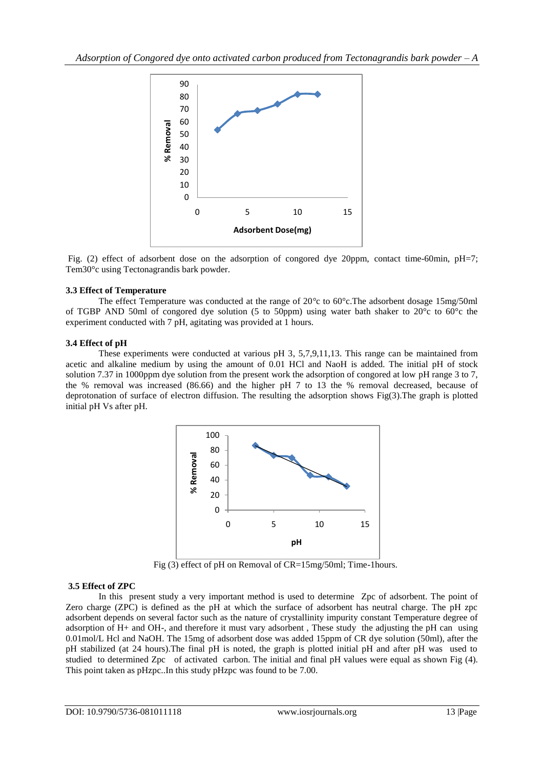Fig. (2) effect of adsorbent dose on the adsorption of congored dye 20ppm, contact time-60min, pH=7; Tem30°c using Tectonagrandis bark powder.

### 3.3 Effect of Temperature

The effect Temperature was conducted at the range of 20°c to 60°c.The adsorbent dosage 15mg/50ml of TGBP AND 50ml of congored dye solution (5 to 50ppm) using water bath shaker to 20°c to 60°c the experiment conducted with 7 pH, agitating was provided at 1 hours.

### 3.4 Effect of pH

These experiments were conducted at various pH 3, 5,7,9,11,13. This range can be maintained from acetic and alkaline medium by using the amount of 0.01 HCl and NaoH is added. The initial pH of stock solution 7.37 in 1000ppm dye solution from the present work the adsorption of congored at low pH range 3 to 7, the % removal was increased (86.66) and the higher pH 7 to 13 the % removal decreased, because of deprotonation of surface of electron diffusion. The resulting the adsorption shows Fig(3).The graph is plotted initial pH Vs after pH.

Fig (3) effect of pH on Removal of CR=15mg/50ml; Time-1hours.

### 3.5 Effect of ZPC

In this present study a very important method is used to determine Zpc of adsorbent. The point of Zero charge (ZPC) is defined as the pH at which the surface of adsorbent has neutral charge. The pH zpc adsorbent depends on several factor such as the nature of crystallinity impurity constant Temperature degree of adsorption of H+ and OH-, and therefore it must vary adsorbent , These study the adjusting the pH can using 0.01mol/L Hcl and NaOH. The 15mg of adsorbent dose was added 15ppm of CR dye solution (50ml), after the pH stabilized (at 24 hours).The final pH is noted, the graph is plotted initial pH and after pH was used to studied to determined Zpc of activated carbon. The initial and final pH values were equal as shown Fig (4). This point taken as pHzpc..In this study pHzpc was found to be 7.00.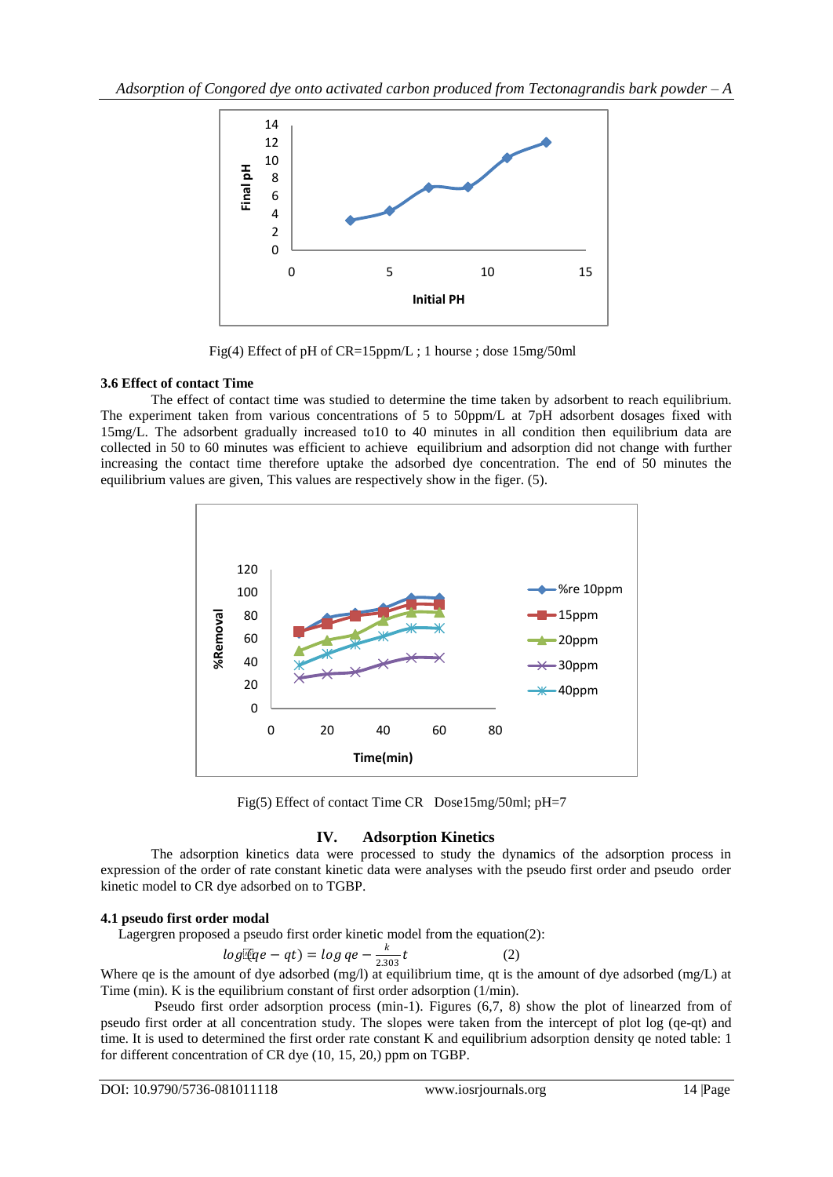Fig(4) Effect of pH of CR=15ppm/L ; 1 hourse ; dose 15mg/50ml

### 3.6 Effect of contact Time

The effect of contact time was studied to determine the time taken by adsorbent to reach equilibrium. The experiment taken from various concentrations of 5 to 50ppm/L at 7pH adsorbent dosages fixed with 15mg/L. The adsorbent gradually increased to10 to 40 minutes in all condition then equilibrium data are collected in 50 to 60 minutes was efficient to achieve equilibrium and adsorption did not change with further increasing the contact time therefore uptake the adsorbed dye concentration. The end of 50 minutes the equilibrium values are given, This values are respectively show in the figer. (5).

Fig(5) Effect of contact Time CR Dose15mg/50ml; pH=7

## IV. Adsorption Kinetics

The adsorption kinetics data were processed to study the dynamics of the adsorption process in expression of the order of rate constant kinetic data were analyses with the pseudo first order and pseudo order kinetic model to CR dye adsorbed on to TGBP.

### 4.1 pseudo first order modal

Lagergren proposed a pseudo first order kinetic model from the equation(2):

$$log(qe - qt) = log\, qe - \frac{k}{2.303}t \qquad (2)$$

Where qe is the amount of dye adsorbed (mg/l) at equilibrium time, qt is the amount of dye adsorbed (mg/L) at Time (min). K is the equilibrium constant of first order adsorption (1/min).

Pseudo first order adsorption process (min-1). Figures (6,7, 8) show the plot of linearzed from of pseudo first order at all concentration study. The slopes were taken from the intercept of plot log (qe-qt) and time. It is used to determined the first order rate constant K and equilibrium adsorption density qe noted table: 1 for different concentration of CR dye (10, 15, 20,) ppm on TGBP.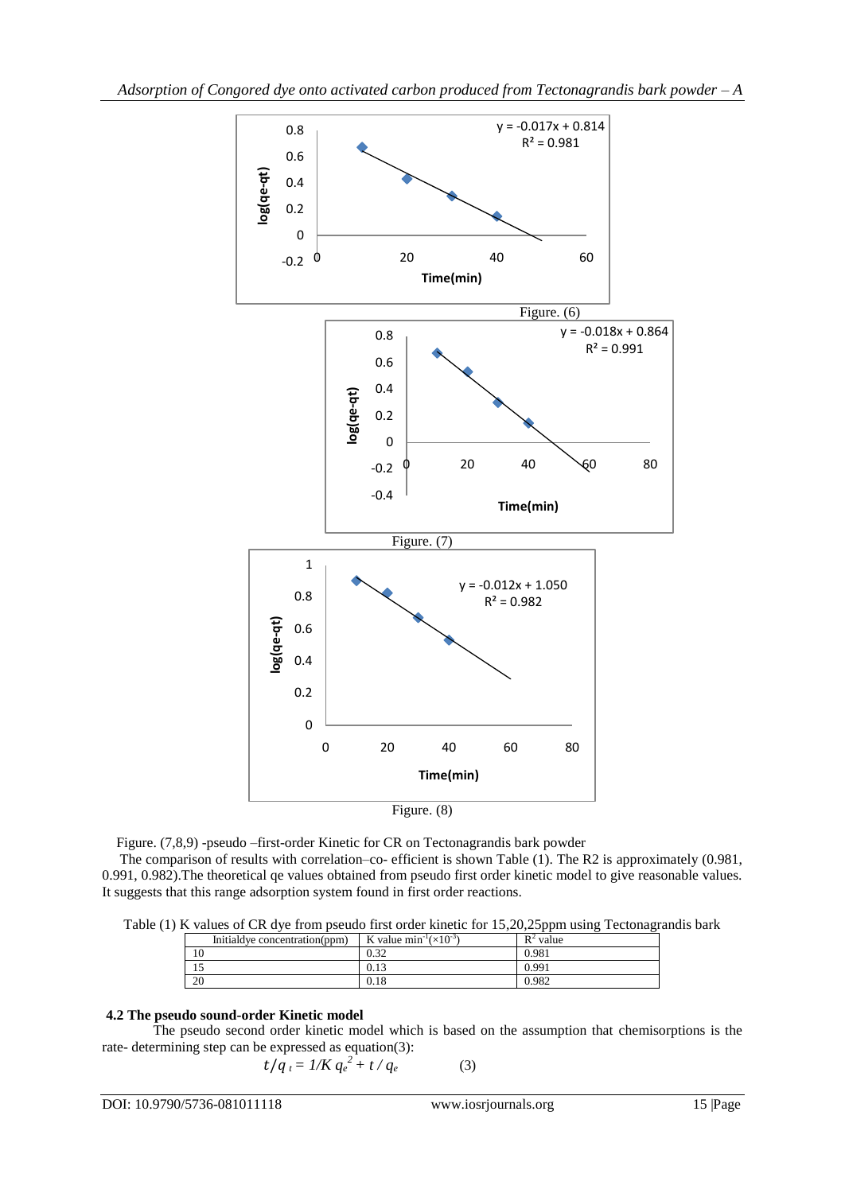Figure. (6)

Figure. (7)

Figure. (8)

Figure. (7,8,9) -pseudo –first-order Kinetic for CR on Tectonagrandis bark powder

The comparison of results with correlation–co- efficient is shown Table (1). The R2 is approximately (0.981, 0.991, 0.982).The theoretical qe values obtained from pseudo first order kinetic model to give reasonable values. It suggests that this range adsorption system found in first order reactions.

Table (1) K values of CR dye from pseudo first order kinetic for 15,20,25ppm using Tectonagrandis bark

| Initialdye concentration(ppm) | K value $min^{-1}(\times10^{-3})$ | $R^2$ value |
|---|---|---|
| 10 | 0.32 | 0.981 |
| 15 | 0.13 | 0.991 |
| 20 | 0.18 | 0.982 |

**4.2 The pseudo sound-order Kinetic model**

The pseudo second order kinetic model which is based on the assumption that chemisorptions is the rate- determining step can be expressed as equation(3):

$$t/q_t = 1/K\, q_e^2 + t/q_e \qquad (3)$$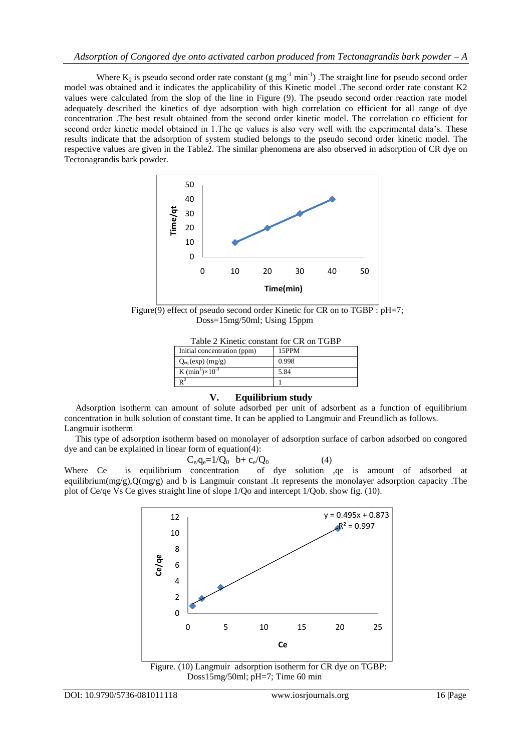Where $K_2$ is pseudo second order rate constant (g $mg^{-1}$ $min^{-1}$) .The straight line for pseudo second order model was obtained and it indicates the applicability of this Kinetic model .The second order rate constant K2 values were calculated from the slop of the line in Figure (9). The pseudo second order reaction rate model adequately described the kinetics of dye adsorption with high correlation co efficient for all range of dye concentration .The best result obtained from the second order kinetic model. The correlation co efficient for second order kinetic model obtained in 1.The qe values is also very well with the experimental data's. These results indicate that the adsorption of system studied belongs to the pseudo second order kinetic model. The respective values are given in the Table2. The similar phenomena are also observed in adsorption of CR dye on Tectonagrandis bark powder.

Figure(9) effect of pseudo second order Kinetic for CR on to TGBP : pH=7; Doss=15mg/50ml; Using 15ppm

Table 2 Kinetic constant for CR on TGBP

| Initial concentration (ppm) | 15PPM |
|---|---|
| $Q_{eq}$ (exp) (mg/g) | 0.998 |
| K ($min^{1}$)$\times 10^{-3}$ | 5.84 |
| $R^2$ | 1 |

## V. Equilibrium study

Adsorption isotherm can amount of solute adsorbed per unit of adsorbent as a function of equilibrium concentration in bulk solution of constant time. It can be applied to Langmuir and Freundlich as follows.

Langmuir isotherm

This type of adsorption isotherm based on monolayer of adsorption surface of carbon adsorbed on congored dye and can be explained in linear form of equation(4):

$$C_e/q_e = 1/Q_0 \; b + c_e/Q_0 \qquad (4)$$

Where Ce is equilibrium concentration of dye solution ,qe is amount of adsorbed at equilibrium(mg/g),Q(mg/g) and b is Langmuir constant .It represents the monolayer adsorption capacity .The plot of Ce/qe Vs Ce gives straight line of slope 1/Qo and intercept 1/Qob. show fig. (10).

Figure. (10) Langmuir adsorption isotherm for CR dye on TGBP: Doss15mg/50ml; pH=7; Time 60 min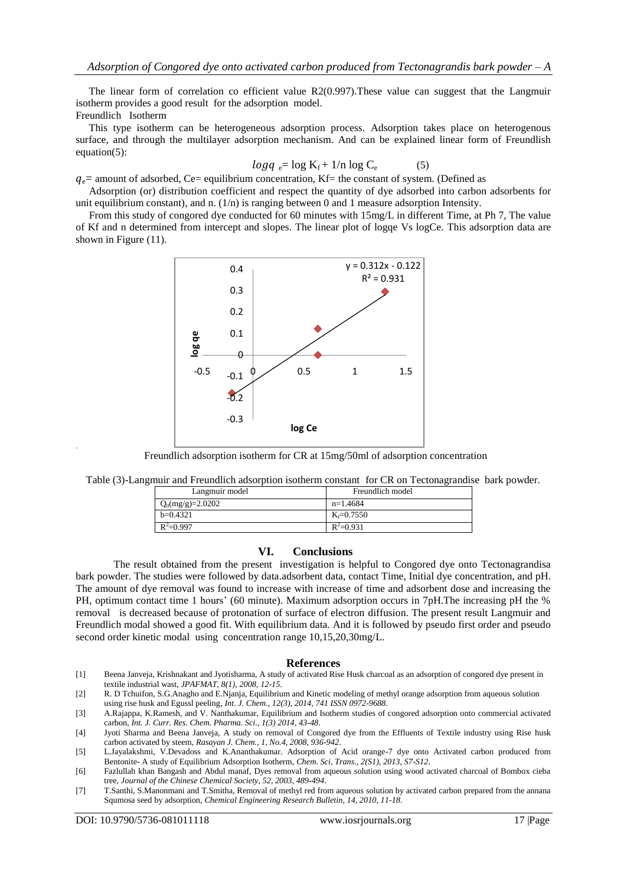The linear form of correlation co efficient value R2(0.997).These value can suggest that the Langmuir isotherm provides a good result for the adsorption model.

Freundlich Isotherm

This type isotherm can be heterogeneous adsorption process. Adsorption takes place on heterogenous surface, and through the multilayer adsorption mechanism. And can be explained linear form of Freundlish equation(5):

$$log q_e = \log K_f + 1/n \log C_e \qquad (5)$$

$q_e$= amount of adsorbed, Ce= equilibrium concentration, Kf= the constant of system. (Defined as

Adsorption (or) distribution coefficient and respect the quantity of dye adsorbed into carbon adsorbents for unit equilibrium constant), and n. (1/n) is ranging between 0 and 1 measure adsorption Intensity.

From this study of congored dye conducted for 60 minutes with 15mg/L in different Time, at Ph 7, The value of Kf and n determined from intercept and slopes. The linear plot of logqe Vs logCe. This adsorption data are shown in Figure (11).

Freundlich adsorption isotherm for CR at 15mg/50ml of adsorption concentration

Table (3)-Langmuir and Freundlich adsorption isotherm constant for CR on Tectonagrandise bark powder.

| Langmuir model | Freundlich model |
|---|---|
| $Q_0$(mg/g)=2.0202 | n=1.4684 |
| b=0.4321 | $K_f$=0.7550 |
| $R^2$=0.997 | $R^2$=0.931 |

## VI. Conclusions

The result obtained from the present investigation is helpful to Congored dye onto Tectonagrandisa bark powder. The studies were followed by data.adsorbent data, contact Time, Initial dye concentration, and pH. The amount of dye removal was found to increase with increase of time and adsorbent dose and increasing the PH, optimum contact time 1 hours' (60 minute). Maximum adsorption occurs in 7pH.The increasing pH the % removal is decreased because of protonation of surface of electron diffusion. The present result Langmuir and Freundlich modal showed a good fit. With equilibrium data. And it is followed by pseudo first order and pseudo second order kinetic modal using concentration range 10,15,20,30mg/L.

## References

[1] Beena Janveja, Krishnakant and Jyotisharma, A study of activated Rise Husk charcoal as an adsorption of congored dye present in textile industrial wast, *JPAFMAT, 8(1), 2008, 12-15.*

[2] R. D Tchuifon, S.G.Anagho and E.Njanja, Equilibrium and Kinetic modeling of methyl orange adsorption from aqueous solution using rise husk and Egussl peeling, *Int. J. Chem., 12(3), 2014, 741 ISSN 0972-9688.*

[3] A.Rajappa, K.Ramesh, and V. Nanthakumar, Equilibrium and Isotherm studies of congored adsorption onto commercial activated carbon, *Int. J. Curr. Res. Chem. Pharma. Sci., 1(3) 2014, 43-48.*

[4] Jyoti Sharma and Beena Janveja, A study on removal of Congored dye from the Effluents of Textile industry using Rise husk carbon activated by steem, *Rasayan J. Chem., 1, No.4, 2008, 936-942.*

[5] L.Jayalakshmi, V.Devadoss and K.Ananthakumar. Adsorption of Acid orange-7 dye onto Activated carbon produced from Bentonite- A study of Equilibrium Adsorption Isotherm, *Chem. Sci, Trans., 2(S1), 2013, S7-S12.*

[6] Fazlullah khan Bangash and Abdul manaf, Dyes removal from aqueous solution using wood activated charcoal of Bombox cieba tree, *Journal of the Chinese Chemical Society, 52, 2003, 489-494.*

[7] T.Santhi, S.Manonmani and T.Smitha, Removal of methyl red from aqueous solution by activated carbon prepared from the annana Squmosa seed by adsorption, *Chemical Engineering Research Bulletin, 14, 2010, 11-18.*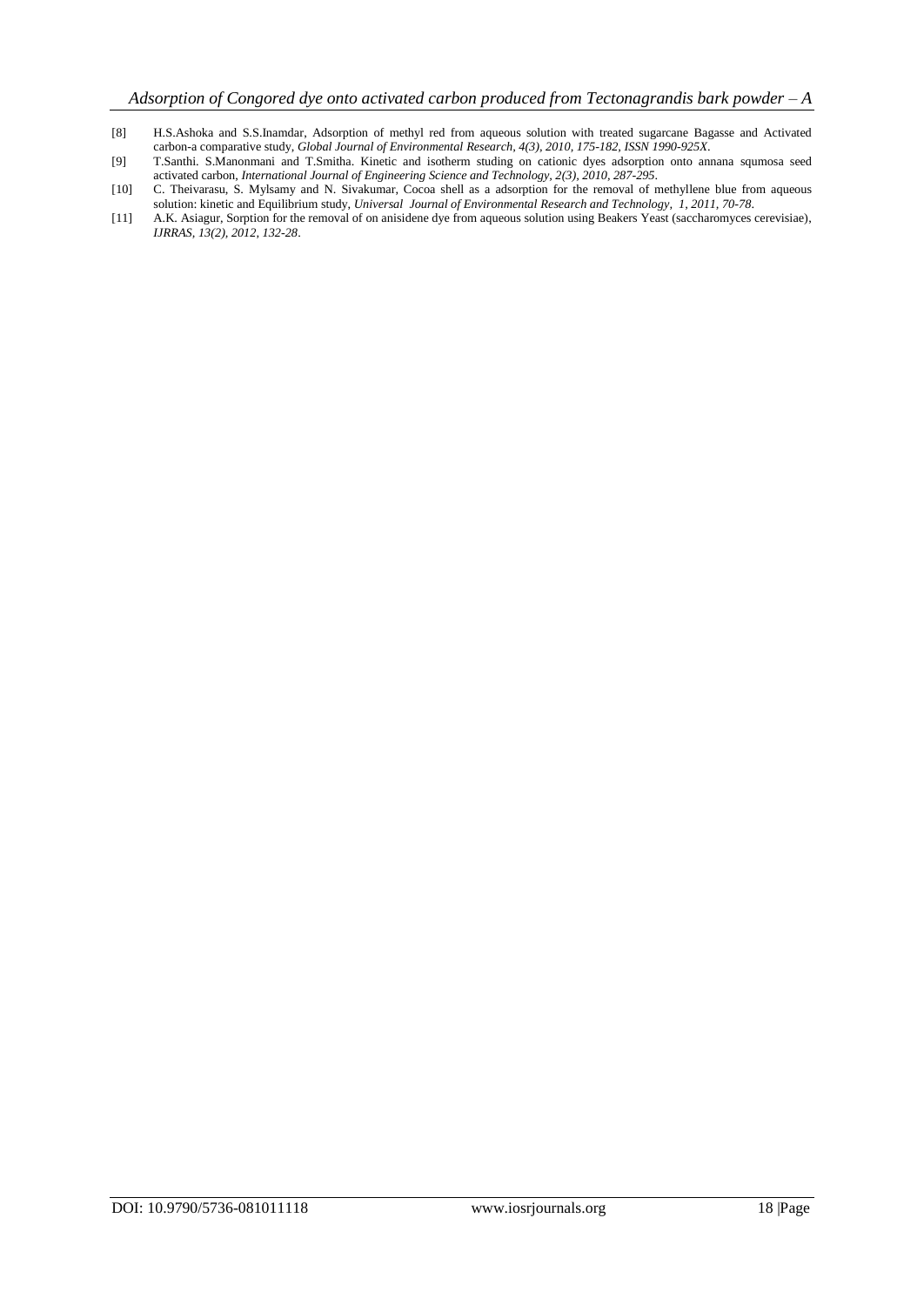[8] H.S.Ashoka and S.S.Inamdar, Adsorption of methyl red from aqueous solution with treated sugarcane Bagasse and Activated carbon-a comparative study, *Global Journal of Environmental Research, 4(3), 2010, 175-182, ISSN 1990-925X*.

[9] T.Santhi. S.Manonmani and T.Smitha. Kinetic and isotherm studing on cationic dyes adsorption onto annana squmosa seed activated carbon, *International Journal of Engineering Science and Technology, 2(3), 2010, 287-295*.

[10] C. Theivarasu, S. Mylsamy and N. Sivakumar, Cocoa shell as a adsorption for the removal of methyllene blue from aqueous solution: kinetic and Equilibrium study, *Universal Journal of Environmental Research and Technology, 1, 2011, 70-78*.

[11] A.K. Asiagur, Sorption for the removal of on anisidene dye from aqueous solution using Beakers Yeast (saccharomyces cerevisiae), *IJRRAS, 13(2), 2012, 132-28*.